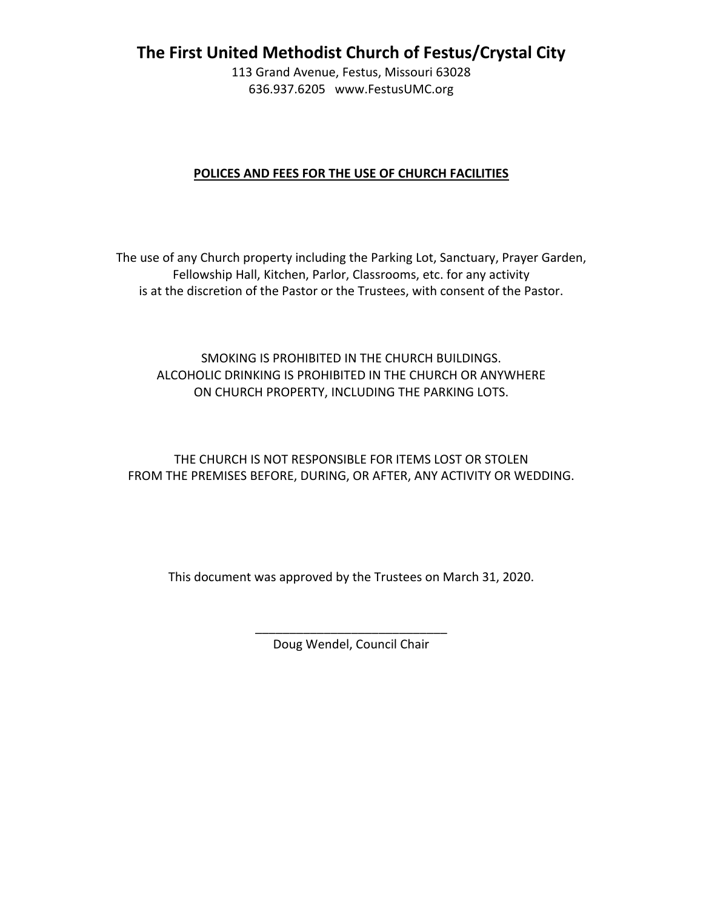# The First United Methodist Church of Festus/Crystal City

113 Grand Avenue, Festus, Missouri 63028
636.937.6205 www.FestusUMC.org

## **POLICES AND FEES FOR THE USE OF CHURCH FACILITIES**

The use of any Church property including the Parking Lot, Sanctuary, Prayer Garden, Fellowship Hall, Kitchen, Parlor, Classrooms, etc. for any activity is at the discretion of the Pastor or the Trustees, with consent of the Pastor.

SMOKING IS PROHIBITED IN THE CHURCH BUILDINGS.
ALCOHOLIC DRINKING IS PROHIBITED IN THE CHURCH OR ANYWHERE ON CHURCH PROPERTY, INCLUDING THE PARKING LOTS.

THE CHURCH IS NOT RESPONSIBLE FOR ITEMS LOST OR STOLEN FROM THE PREMISES BEFORE, DURING, OR AFTER, ANY ACTIVITY OR WEDDING.

This document was approved by the Trustees on March 31, 2020.

____________________________
Doug Wendel, Council Chair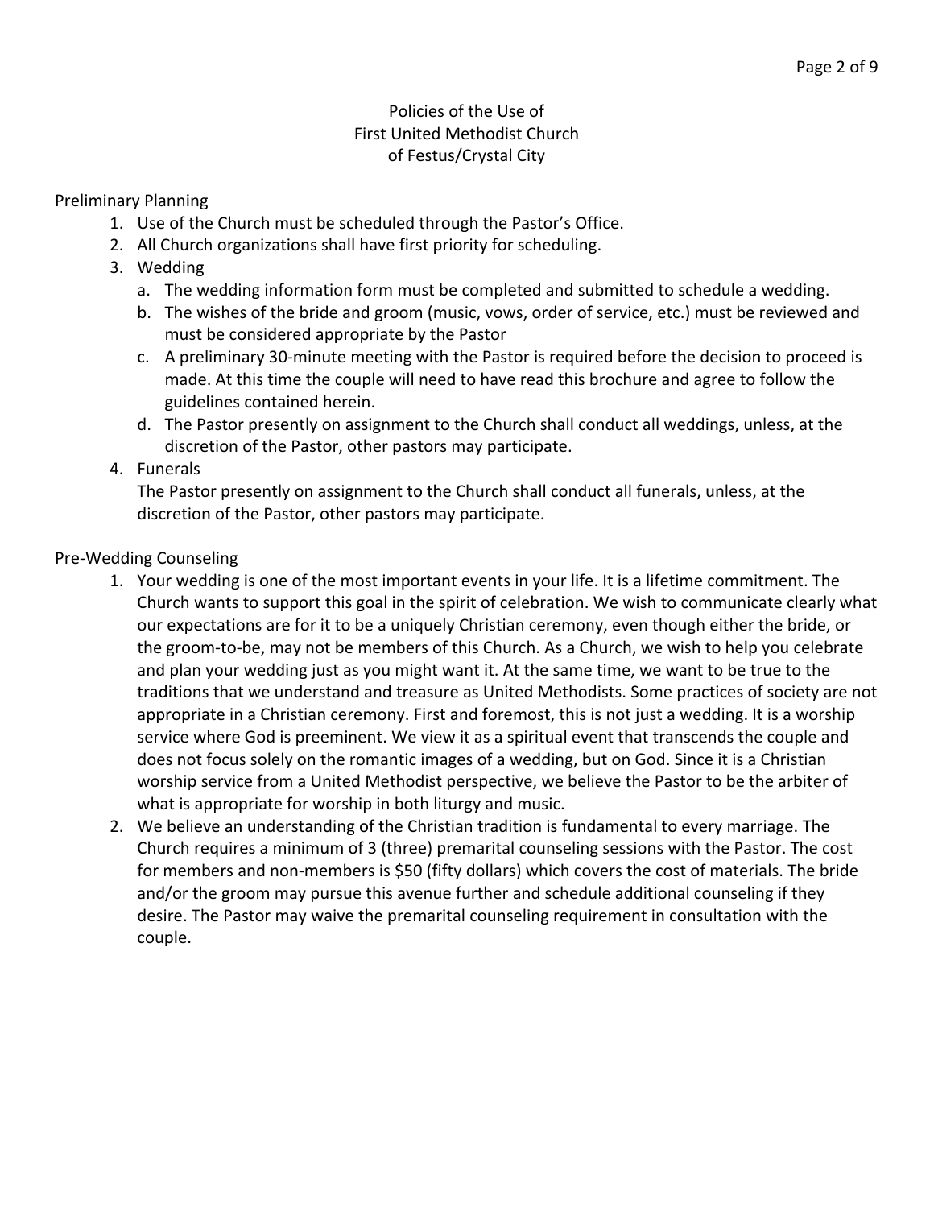# Policies of the Use of First United Methodist Church of Festus/Crystal City

## Preliminary Planning

1. Use of the Church must be scheduled through the Pastor's Office.
2. All Church organizations shall have first priority for scheduling.
3. Wedding
   a. The wedding information form must be completed and submitted to schedule a wedding.
   b. The wishes of the bride and groom (music, vows, order of service, etc.) must be reviewed and must be considered appropriate by the Pastor
   c. A preliminary 30-minute meeting with the Pastor is required before the decision to proceed is made. At this time the couple will need to have read this brochure and agree to follow the guidelines contained herein.
   d. The Pastor presently on assignment to the Church shall conduct all weddings, unless, at the discretion of the Pastor, other pastors may participate.
4. Funerals
   The Pastor presently on assignment to the Church shall conduct all funerals, unless, at the discretion of the Pastor, other pastors may participate.

## Pre-Wedding Counseling

1. Your wedding is one of the most important events in your life. It is a lifetime commitment. The Church wants to support this goal in the spirit of celebration. We wish to communicate clearly what our expectations are for it to be a uniquely Christian ceremony, even though either the bride, or the groom-to-be, may not be members of this Church. As a Church, we wish to help you celebrate and plan your wedding just as you might want it. At the same time, we want to be true to the traditions that we understand and treasure as United Methodists. Some practices of society are not appropriate in a Christian ceremony. First and foremost, this is not just a wedding. It is a worship service where God is preeminent. We view it as a spiritual event that transcends the couple and does not focus solely on the romantic images of a wedding, but on God. Since it is a Christian worship service from a United Methodist perspective, we believe the Pastor to be the arbiter of what is appropriate for worship in both liturgy and music.
2. We believe an understanding of the Christian tradition is fundamental to every marriage. The Church requires a minimum of 3 (three) premarital counseling sessions with the Pastor. The cost for members and non-members is $50 (fifty dollars) which covers the cost of materials. The bride and/or the groom may pursue this avenue further and schedule additional counseling if they desire. The Pastor may waive the premarital counseling requirement in consultation with the couple.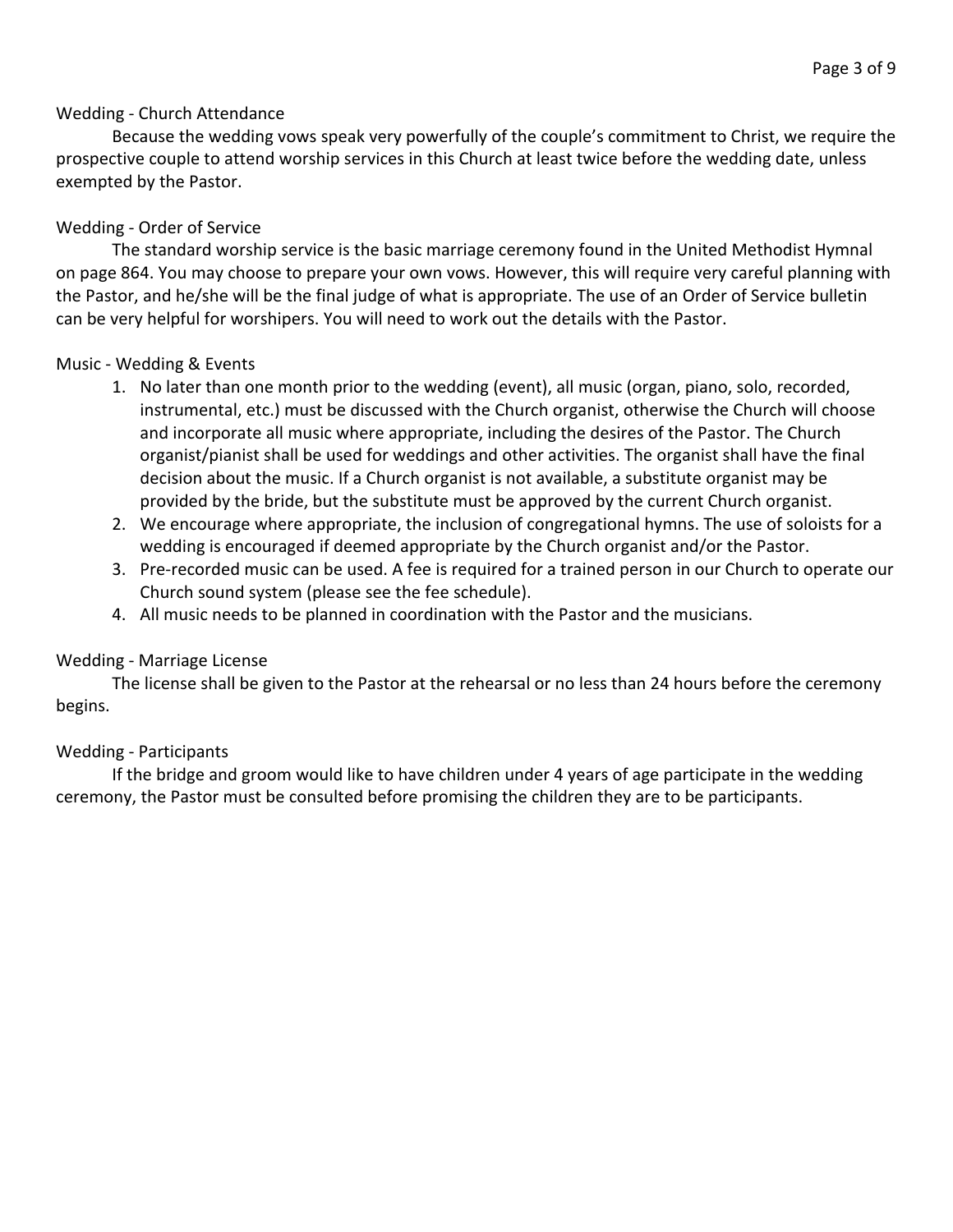## Wedding - Church Attendance

Because the wedding vows speak very powerfully of the couple's commitment to Christ, we require the prospective couple to attend worship services in this Church at least twice before the wedding date, unless exempted by the Pastor.

## Wedding - Order of Service

The standard worship service is the basic marriage ceremony found in the United Methodist Hymnal on page 864. You may choose to prepare your own vows. However, this will require very careful planning with the Pastor, and he/she will be the final judge of what is appropriate. The use of an Order of Service bulletin can be very helpful for worshipers. You will need to work out the details with the Pastor.

## Music - Wedding & Events

1. No later than one month prior to the wedding (event), all music (organ, piano, solo, recorded, instrumental, etc.) must be discussed with the Church organist, otherwise the Church will choose and incorporate all music where appropriate, including the desires of the Pastor. The Church organist/pianist shall be used for weddings and other activities. The organist shall have the final decision about the music. If a Church organist is not available, a substitute organist may be provided by the bride, but the substitute must be approved by the current Church organist.
2. We encourage where appropriate, the inclusion of congregational hymns. The use of soloists for a wedding is encouraged if deemed appropriate by the Church organist and/or the Pastor.
3. Pre-recorded music can be used. A fee is required for a trained person in our Church to operate our Church sound system (please see the fee schedule).
4. All music needs to be planned in coordination with the Pastor and the musicians.

## Wedding - Marriage License

The license shall be given to the Pastor at the rehearsal or no less than 24 hours before the ceremony begins.

## Wedding - Participants

If the bridge and groom would like to have children under 4 years of age participate in the wedding ceremony, the Pastor must be consulted before promising the children they are to be participants.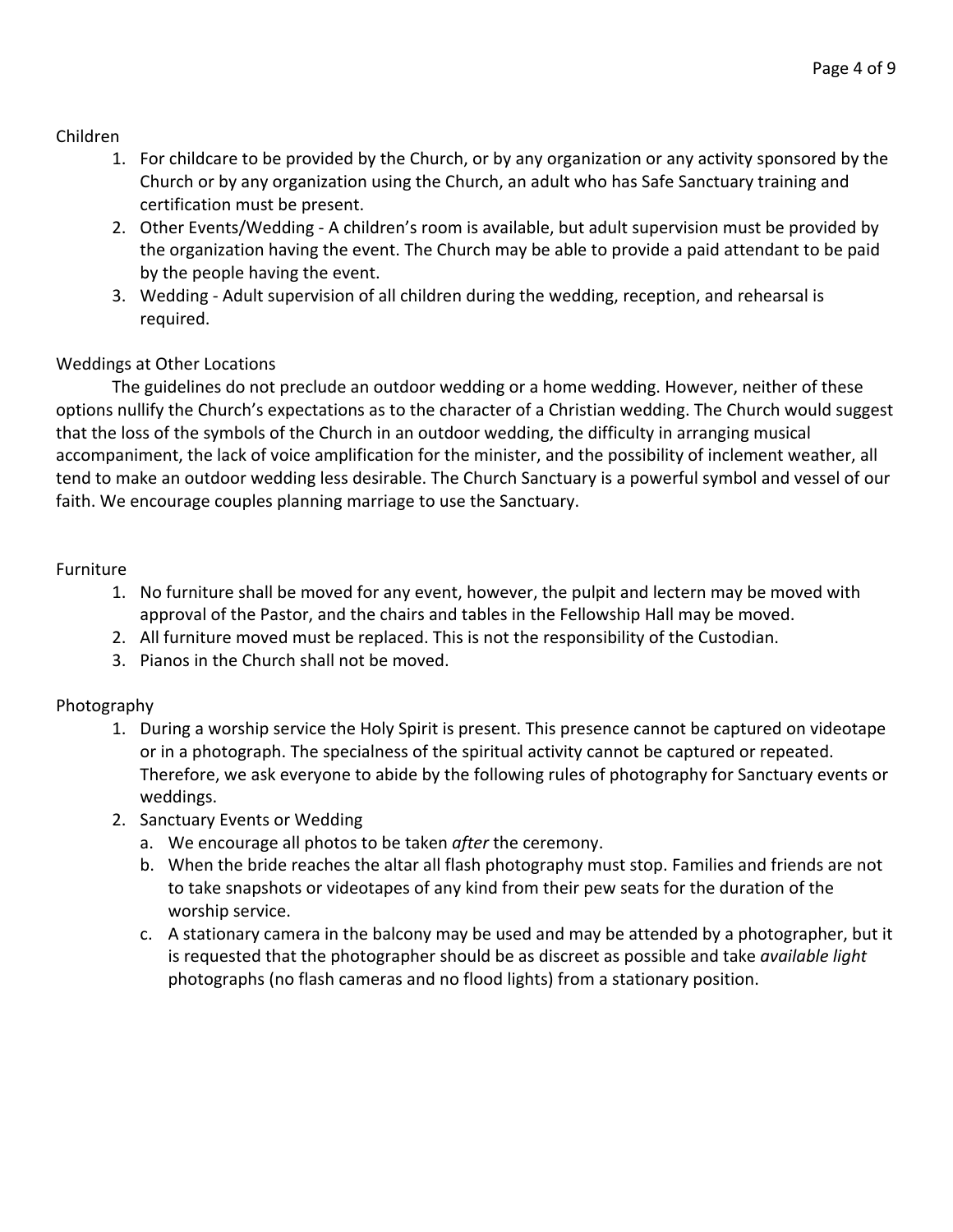## Children

1. For childcare to be provided by the Church, or by any organization or any activity sponsored by the Church or by any organization using the Church, an adult who has Safe Sanctuary training and certification must be present.
2. Other Events/Wedding - A children's room is available, but adult supervision must be provided by the organization having the event. The Church may be able to provide a paid attendant to be paid by the people having the event.
3. Wedding - Adult supervision of all children during the wedding, reception, and rehearsal is required.

## Weddings at Other Locations

The guidelines do not preclude an outdoor wedding or a home wedding. However, neither of these options nullify the Church's expectations as to the character of a Christian wedding. The Church would suggest that the loss of the symbols of the Church in an outdoor wedding, the difficulty in arranging musical accompaniment, the lack of voice amplification for the minister, and the possibility of inclement weather, all tend to make an outdoor wedding less desirable. The Church Sanctuary is a powerful symbol and vessel of our faith. We encourage couples planning marriage to use the Sanctuary.

## Furniture

1. No furniture shall be moved for any event, however, the pulpit and lectern may be moved with approval of the Pastor, and the chairs and tables in the Fellowship Hall may be moved.
2. All furniture moved must be replaced. This is not the responsibility of the Custodian.
3. Pianos in the Church shall not be moved.

## Photography

1. During a worship service the Holy Spirit is present. This presence cannot be captured on videotape or in a photograph. The specialness of the spiritual activity cannot be captured or repeated. Therefore, we ask everyone to abide by the following rules of photography for Sanctuary events or weddings.
2. Sanctuary Events or Wedding
   a. We encourage all photos to be taken *after* the ceremony.
   b. When the bride reaches the altar all flash photography must stop. Families and friends are not to take snapshots or videotapes of any kind from their pew seats for the duration of the worship service.
   c. A stationary camera in the balcony may be used and may be attended by a photographer, but it is requested that the photographer should be as discreet as possible and take *available light* photographs (no flash cameras and no flood lights) from a stationary position.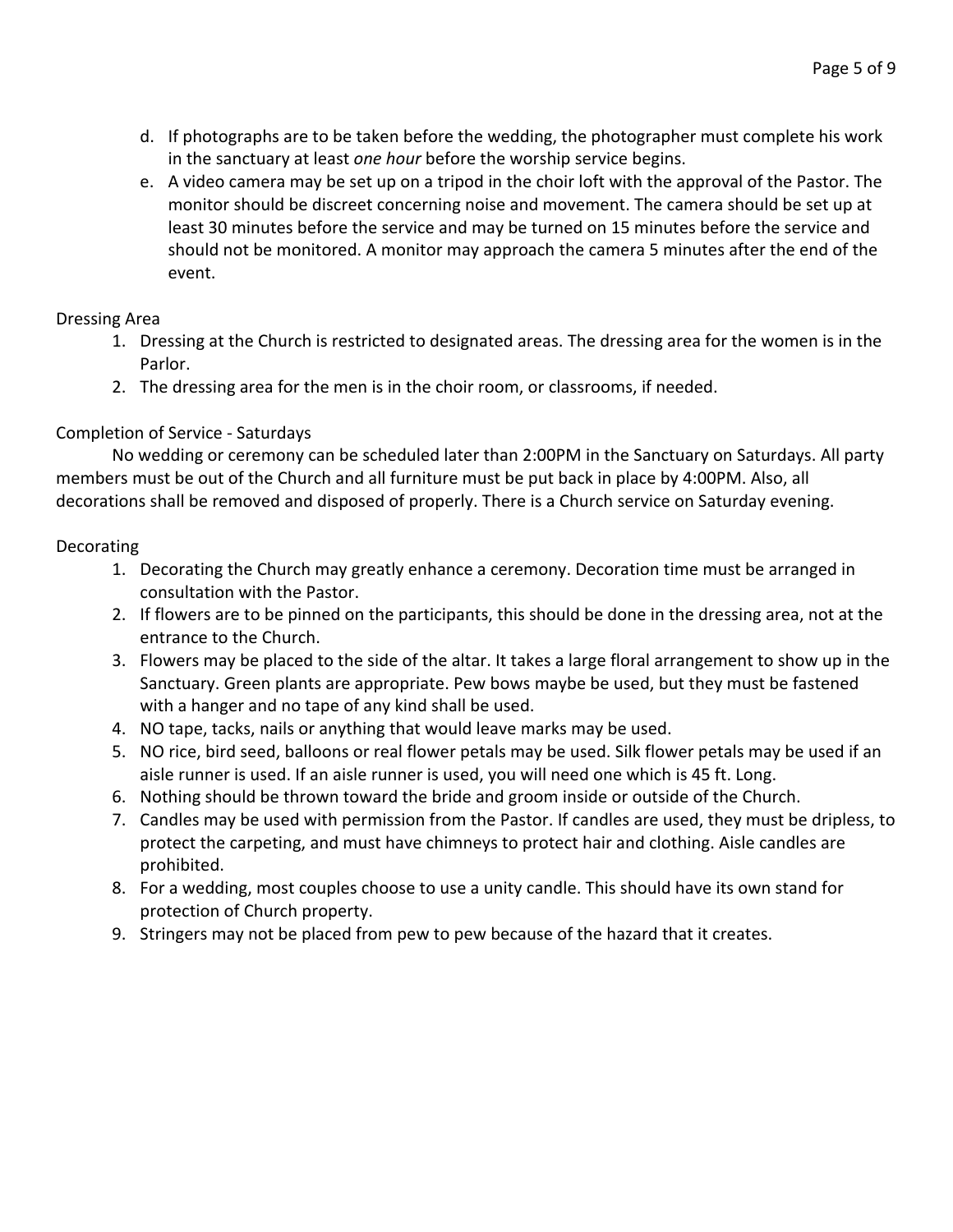d. If photographs are to be taken before the wedding, the photographer must complete his work in the sanctuary at least *one hour* before the worship service begins.
e. A video camera may be set up on a tripod in the choir loft with the approval of the Pastor. The monitor should be discreet concerning noise and movement. The camera should be set up at least 30 minutes before the service and may be turned on 15 minutes before the service and should not be monitored. A monitor may approach the camera 5 minutes after the end of the event.

Dressing Area

1. Dressing at the Church is restricted to designated areas. The dressing area for the women is in the Parlor.
2. The dressing area for the men is in the choir room, or classrooms, if needed.

Completion of Service - Saturdays

No wedding or ceremony can be scheduled later than 2:00PM in the Sanctuary on Saturdays. All party members must be out of the Church and all furniture must be put back in place by 4:00PM. Also, all decorations shall be removed and disposed of properly. There is a Church service on Saturday evening.

Decorating

1. Decorating the Church may greatly enhance a ceremony. Decoration time must be arranged in consultation with the Pastor.
2. If flowers are to be pinned on the participants, this should be done in the dressing area, not at the entrance to the Church.
3. Flowers may be placed to the side of the altar. It takes a large floral arrangement to show up in the Sanctuary. Green plants are appropriate. Pew bows maybe be used, but they must be fastened with a hanger and no tape of any kind shall be used.
4. NO tape, tacks, nails or anything that would leave marks may be used.
5. NO rice, bird seed, balloons or real flower petals may be used. Silk flower petals may be used if an aisle runner is used. If an aisle runner is used, you will need one which is 45 ft. Long.
6. Nothing should be thrown toward the bride and groom inside or outside of the Church.
7. Candles may be used with permission from the Pastor. If candles are used, they must be dripless, to protect the carpeting, and must have chimneys to protect hair and clothing. Aisle candles are prohibited.
8. For a wedding, most couples choose to use a unity candle. This should have its own stand for protection of Church property.
9. Stringers may not be placed from pew to pew because of the hazard that it creates.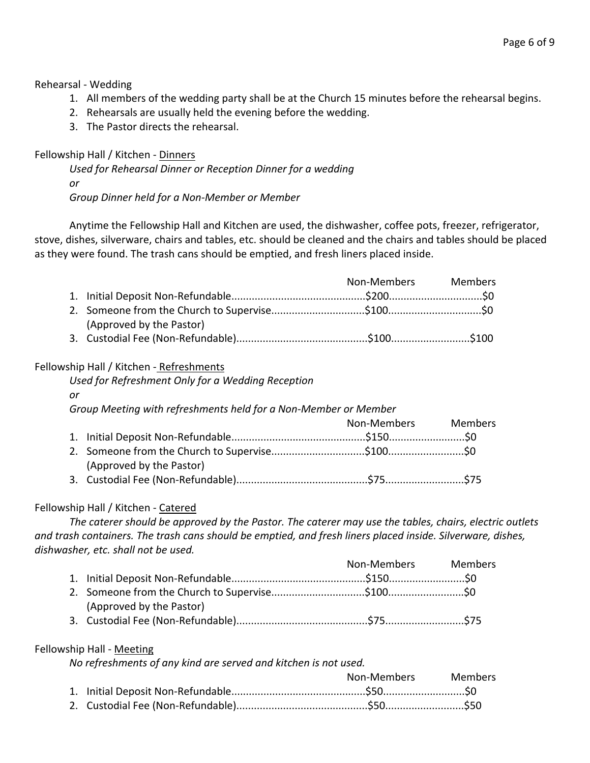Rehearsal - Wedding

1. All members of the wedding party shall be at the Church 15 minutes before the rehearsal begins.
2. Rehearsals are usually held the evening before the wedding.
3. The Pastor directs the rehearsal.

Fellowship Hall / Kitchen - <u>Dinners</u>

*Used for Rehearsal Dinner or Reception Dinner for a wedding*

*or*

*Group Dinner held for a Non-Member or Member*

Anytime the Fellowship Hall and Kitchen are used, the dishwasher, coffee pots, freezer, refrigerator, stove, dishes, silverware, chairs and tables, etc. should be cleaned and the chairs and tables should be placed as they were found. The trash cans should be emptied, and fresh liners placed inside.

| | Non-Members | Members |
|---|---|---|
| 1. Initial Deposit Non-Refundable | $200 | $0 |
| 2. Someone from the Church to Supervise (Approved by the Pastor) | $100 | $0 |
| 3. Custodial Fee (Non-Refundable) | $100 | $100 |

Fellowship Hall / Kitchen - <u>Refreshments</u>

*Used for Refreshment Only for a Wedding Reception*

*or*

*Group Meeting with refreshments held for a Non-Member or Member*

| | Non-Members | Members |
|---|---|---|
| 1. Initial Deposit Non-Refundable | $150 | $0 |
| 2. Someone from the Church to Supervise (Approved by the Pastor) | $100 | $0 |
| 3. Custodial Fee (Non-Refundable) | $75 | $75 |

Fellowship Hall / Kitchen - <u>Catered</u>

*The caterer should be approved by the Pastor. The caterer may use the tables, chairs, electric outlets and trash containers. The trash cans should be emptied, and fresh liners placed inside. Silverware, dishes, dishwasher, etc. shall not be used.*

| | Non-Members | Members |
|---|---|---|
| 1. Initial Deposit Non-Refundable | $150 | $0 |
| 2. Someone from the Church to Supervise (Approved by the Pastor) | $100 | $0 |
| 3. Custodial Fee (Non-Refundable) | $75 | $75 |

Fellowship Hall - <u>Meeting</u>

*No refreshments of any kind are served and kitchen is not used.*

| | Non-Members | Members |
|---|---|---|
| 1. Initial Deposit Non-Refundable | $50 | $0 |
| 2. Custodial Fee (Non-Refundable) | $50 | $50 |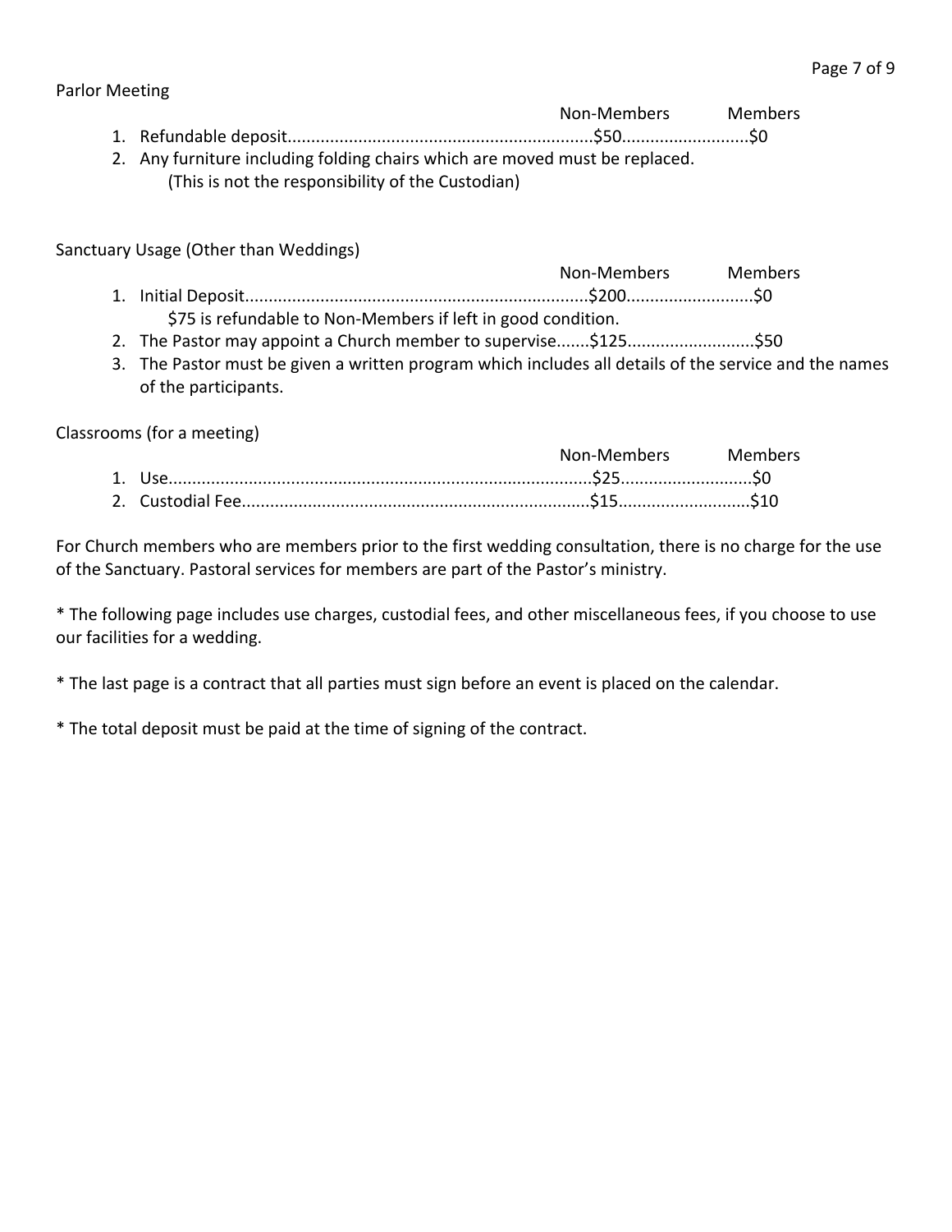Parlor Meeting

| | Non-Members | Members |
|---|---|---|
| 1. Refundable deposit | $50 | $0 |

2. Any furniture including folding chairs which are moved must be replaced.
   (This is not the responsibility of the Custodian)

Sanctuary Usage (Other than Weddings)

| | Non-Members | Members |
|---|---|---|
| 1. Initial Deposit | $200 | $0 |
| $75 is refundable to Non-Members if left in good condition. | | |
| 2. The Pastor may appoint a Church member to supervise | $125 | $50 |

3. The Pastor must be given a written program which includes all details of the service and the names of the participants.

Classrooms (for a meeting)

| | Non-Members | Members |
|---|---|---|
| 1. Use | $25 | $0 |
| 2. Custodial Fee | $15 | $10 |

For Church members who are members prior to the first wedding consultation, there is no charge for the use of the Sanctuary. Pastoral services for members are part of the Pastor's ministry.

* The following page includes use charges, custodial fees, and other miscellaneous fees, if you choose to use our facilities for a wedding.

* The last page is a contract that all parties must sign before an event is placed on the calendar.

* The total deposit must be paid at the time of signing of the contract.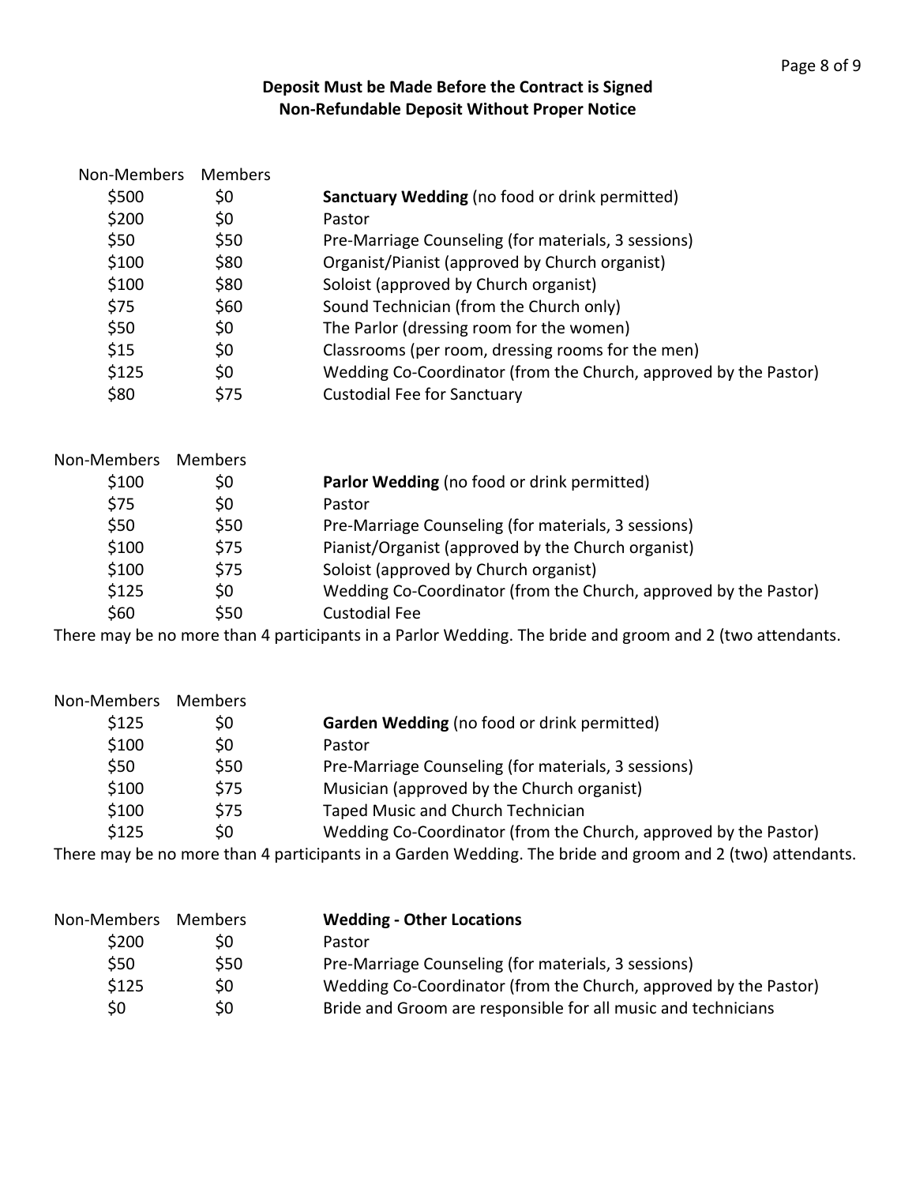**Deposit Must be Made Before the Contract is Signed**
**Non-Refundable Deposit Without Proper Notice**

| Non-Members | Members | |
|---|---|---|
| $500 | $0 | **Sanctuary Wedding** (no food or drink permitted) |
| $200 | $0 | Pastor |
| $50 | $50 | Pre-Marriage Counseling (for materials, 3 sessions) |
| $100 | $80 | Organist/Pianist (approved by Church organist) |
| $100 | $80 | Soloist (approved by Church organist) |
| $75 | $60 | Sound Technician (from the Church only) |
| $50 | $0 | The Parlor (dressing room for the women) |
| $15 | $0 | Classrooms (per room, dressing rooms for the men) |
| $125 | $0 | Wedding Co-Coordinator (from the Church, approved by the Pastor) |
| $80 | $75 | Custodial Fee for Sanctuary |

| Non-Members | Members | |
|---|---|---|
| $100 | $0 | **Parlor Wedding** (no food or drink permitted) |
| $75 | $0 | Pastor |
| $50 | $50 | Pre-Marriage Counseling (for materials, 3 sessions) |
| $100 | $75 | Pianist/Organist (approved by the Church organist) |
| $100 | $75 | Soloist (approved by Church organist) |
| $125 | $0 | Wedding Co-Coordinator (from the Church, approved by the Pastor) |
| $60 | $50 | Custodial Fee |

There may be no more than 4 participants in a Parlor Wedding. The bride and groom and 2 (two attendants.

| Non-Members | Members | |
|---|---|---|
| $125 | $0 | **Garden Wedding** (no food or drink permitted) |
| $100 | $0 | Pastor |
| $50 | $50 | Pre-Marriage Counseling (for materials, 3 sessions) |
| $100 | $75 | Musician (approved by the Church organist) |
| $100 | $75 | Taped Music and Church Technician |
| $125 | $0 | Wedding Co-Coordinator (from the Church, approved by the Pastor) |

There may be no more than 4 participants in a Garden Wedding. The bride and groom and 2 (two) attendants.

| Non-Members | Members | **Wedding - Other Locations** |
|---|---|---|
| $200 | $0 | Pastor |
| $50 | $50 | Pre-Marriage Counseling (for materials, 3 sessions) |
| $125 | $0 | Wedding Co-Coordinator (from the Church, approved by the Pastor) |
| $0 | $0 | Bride and Groom are responsible for all music and technicians |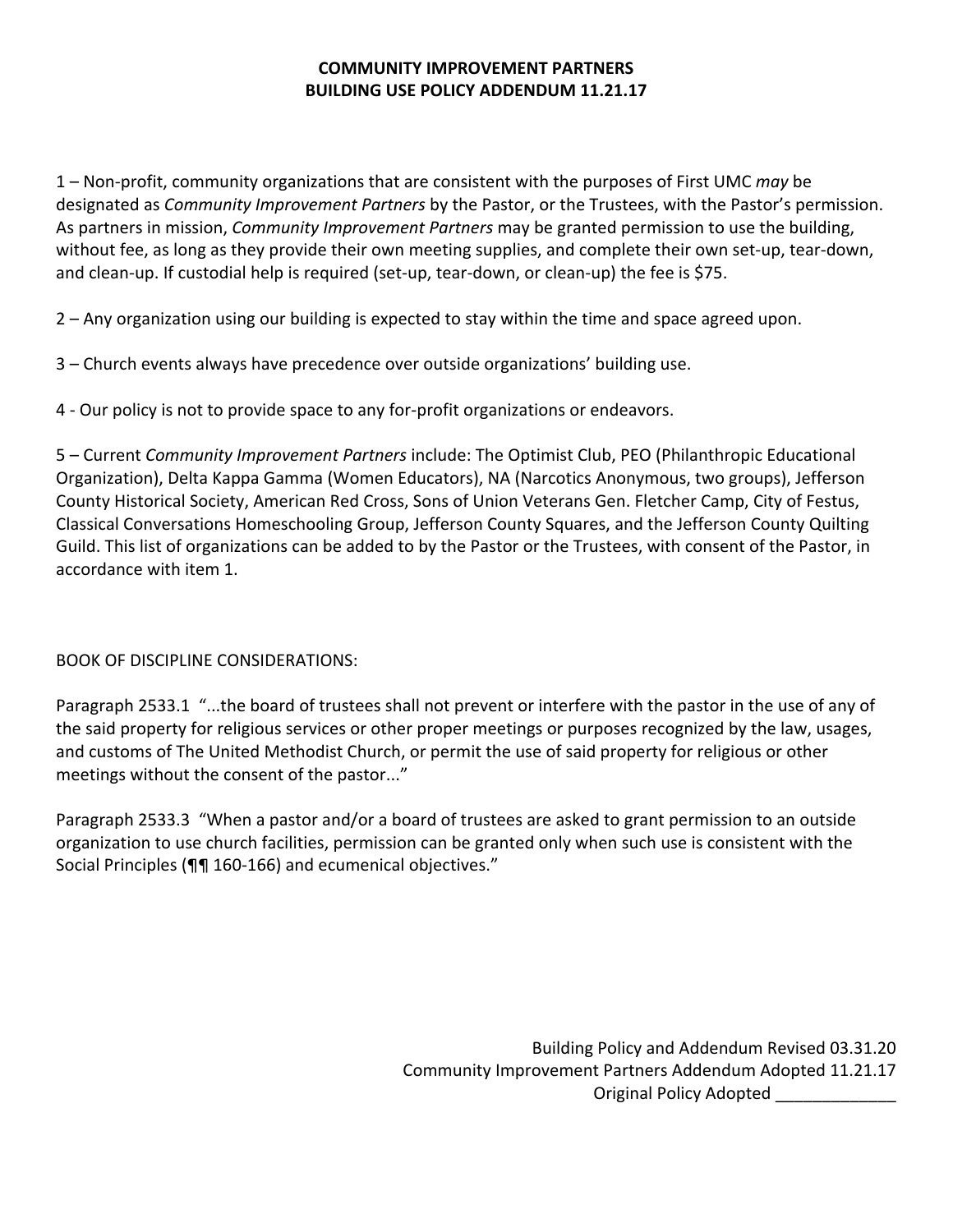**COMMUNITY IMPROVEMENT PARTNERS**
**BUILDING USE POLICY ADDENDUM 11.21.17**

1 – Non-profit, community organizations that are consistent with the purposes of First UMC *may* be designated as *Community Improvement Partners* by the Pastor, or the Trustees, with the Pastor's permission. As partners in mission, *Community Improvement Partners* may be granted permission to use the building, without fee, as long as they provide their own meeting supplies, and complete their own set-up, tear-down, and clean-up. If custodial help is required (set-up, tear-down, or clean-up) the fee is $75.

2 – Any organization using our building is expected to stay within the time and space agreed upon.

3 – Church events always have precedence over outside organizations' building use.

4 - Our policy is not to provide space to any for-profit organizations or endeavors.

5 – Current *Community Improvement Partners* include: The Optimist Club, PEO (Philanthropic Educational Organization), Delta Kappa Gamma (Women Educators), NA (Narcotics Anonymous, two groups), Jefferson County Historical Society, American Red Cross, Sons of Union Veterans Gen. Fletcher Camp, City of Festus, Classical Conversations Homeschooling Group, Jefferson County Squares, and the Jefferson County Quilting Guild. This list of organizations can be added to by the Pastor or the Trustees, with consent of the Pastor, in accordance with item 1.

BOOK OF DISCIPLINE CONSIDERATIONS:

Paragraph 2533.1 "...the board of trustees shall not prevent or interfere with the pastor in the use of any of the said property for religious services or other proper meetings or purposes recognized by the law, usages, and customs of The United Methodist Church, or permit the use of said property for religious or other meetings without the consent of the pastor..."

Paragraph 2533.3 "When a pastor and/or a board of trustees are asked to grant permission to an outside organization to use church facilities, permission can be granted only when such use is consistent with the Social Principles (¶¶ 160-166) and ecumenical objectives."

Building Policy and Addendum Revised 03.31.20
Community Improvement Partners Addendum Adopted 11.21.17
Original Policy Adopted _____________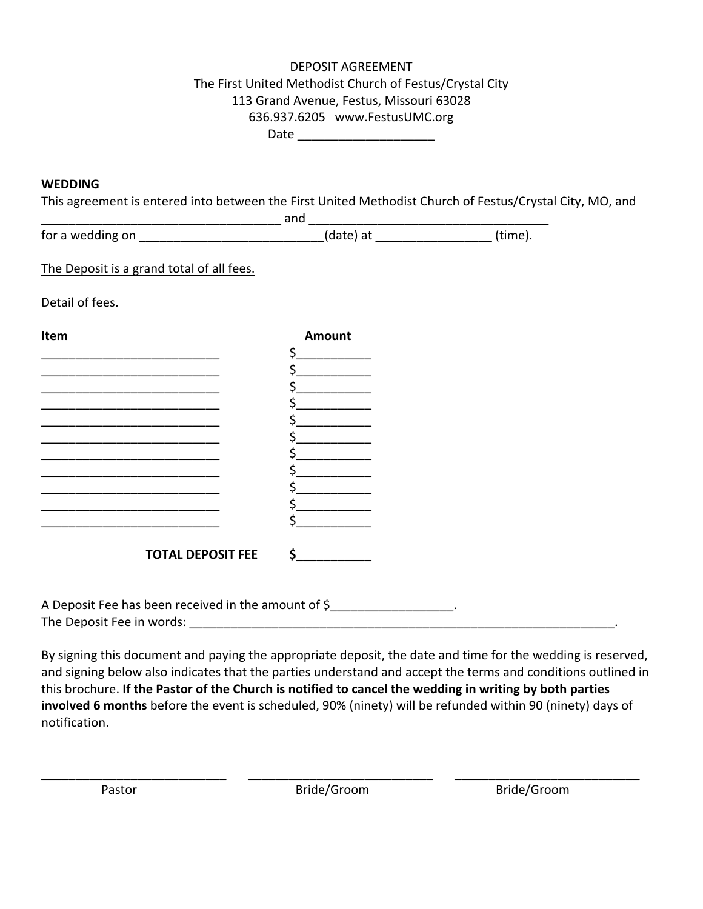DEPOSIT AGREEMENT
The First United Methodist Church of Festus/Crystal City
113 Grand Avenue, Festus, Missouri 63028
636.937.6205 www.FestusUMC.org
Date ____________________

**WEDDING**

This agreement is entered into between the First United Methodist Church of Festus/Crystal City, MO, and ___________________________________ and ___________________________________ for a wedding on __________________________(date) at ________________ (time).

The Deposit is a grand total of all fees.

Detail of fees.

| Item | Amount |
|---|---|
| ___________________________ | $___________ |
| ___________________________ | $___________ |
| ___________________________ | $___________ |
| ___________________________ | $___________ |
| ___________________________ | $___________ |
| ___________________________ | $___________ |
| ___________________________ | $___________ |
| ___________________________ | $___________ |
| ___________________________ | $___________ |
| ___________________________ | $___________ |
| ___________________________ | $___________ |
| **TOTAL DEPOSIT FEE** | **$___________** |

A Deposit Fee has been received in the amount of $__________________.
The Deposit Fee in words: _________________________________________________________________.

By signing this document and paying the appropriate deposit, the date and time for the wedding is reserved, and signing below also indicates that the parties understand and accept the terms and conditions outlined in this brochure. **If the Pastor of the Church is notified to cancel the wedding in writing by both parties involved 6 months** before the event is scheduled, 90% (ninety) will be refunded within 90 (ninety) days of notification.

____________________________ ____________________________ ____________________________
Pastor Bride/Groom Bride/Groom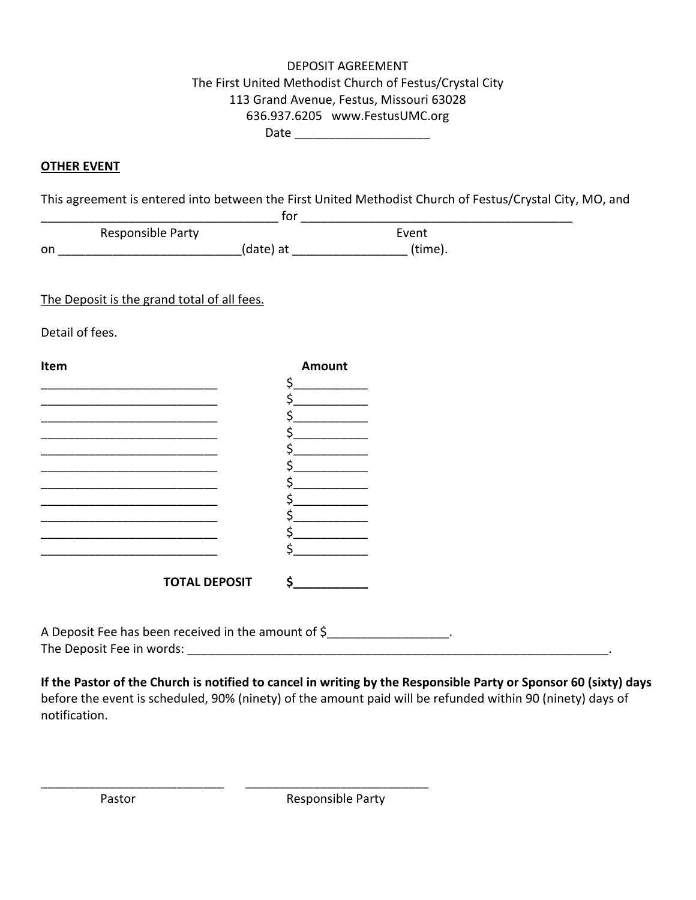DEPOSIT AGREEMENT
The First United Methodist Church of Festus/Crystal City
113 Grand Avenue, Festus, Missouri 63028
636.937.6205 www.FestusUMC.org
Date ____________________

**OTHER EVENT**

This agreement is entered into between the First United Methodist Church of Festus/Crystal City, MO, and ___________________________________ for _________________________________________
Responsible Party Event
on ___________________________(date) at ________________ (time).

The Deposit is the grand total of all fees.

Detail of fees.

| Item | Amount |
| --- | --- |
| ___________________________ | $___________ |
| ___________________________ | $___________ |
| ___________________________ | $___________ |
| ___________________________ | $___________ |
| ___________________________ | $___________ |
| ___________________________ | $___________ |
| ___________________________ | $___________ |
| ___________________________ | $___________ |
| ___________________________ | $___________ |
| ___________________________ | $___________ |
| ___________________________ | $___________ |
| **TOTAL DEPOSIT** | **$___________** |

A Deposit Fee has been received in the amount of $__________________.
The Deposit Fee in words: __________________________________________________________________.

**If the Pastor of the Church is notified to cancel in writing by the Responsible Party or Sponsor 60 (sixty) days** before the event is scheduled, 90% (ninety) of the amount paid will be refunded within 90 (ninety) days of notification.

____________________________ ____________________________
Pastor Responsible Party